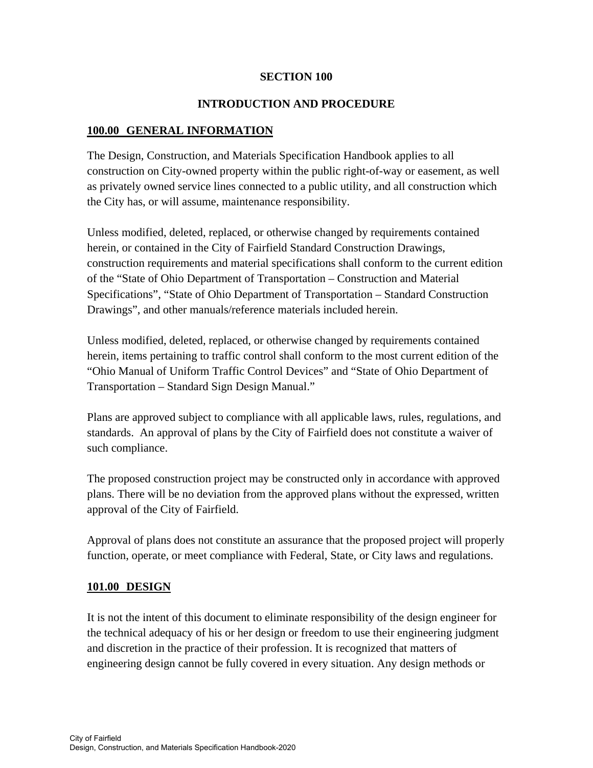# SECTION 100

## INTRODUCTION AND PROCEDURE

### 100.00 GENERAL INFORMATION

The Design, Construction, and Materials Specification Handbook applies to all construction on City-owned property within the public right-of-way or easement, as well as privately owned service lines connected to a public utility, and all construction which the City has, or will assume, maintenance responsibility.

Unless modified, deleted, replaced, or otherwise changed by requirements contained herein, or contained in the City of Fairfield Standard Construction Drawings, construction requirements and material specifications shall conform to the current edition of the "State of Ohio Department of Transportation – Construction and Material Specifications", "State of Ohio Department of Transportation – Standard Construction Drawings", and other manuals/reference materials included herein.

Unless modified, deleted, replaced, or otherwise changed by requirements contained herein, items pertaining to traffic control shall conform to the most current edition of the "Ohio Manual of Uniform Traffic Control Devices" and "State of Ohio Department of Transportation – Standard Sign Design Manual."

Plans are approved subject to compliance with all applicable laws, rules, regulations, and standards. An approval of plans by the City of Fairfield does not constitute a waiver of such compliance.

The proposed construction project may be constructed only in accordance with approved plans. There will be no deviation from the approved plans without the expressed, written approval of the City of Fairfield.

Approval of plans does not constitute an assurance that the proposed project will properly function, operate, or meet compliance with Federal, State, or City laws and regulations.

### 101.00 DESIGN

It is not the intent of this document to eliminate responsibility of the design engineer for the technical adequacy of his or her design or freedom to use their engineering judgment and discretion in the practice of their profession. It is recognized that matters of engineering design cannot be fully covered in every situation. Any design methods or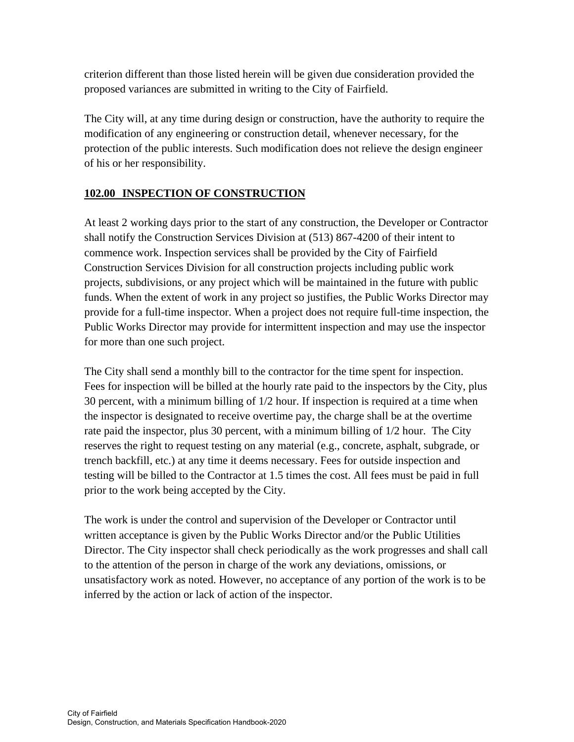criterion different than those listed herein will be given due consideration provided the proposed variances are submitted in writing to the City of Fairfield.

The City will, at any time during design or construction, have the authority to require the modification of any engineering or construction detail, whenever necessary, for the protection of the public interests. Such modification does not relieve the design engineer of his or her responsibility.

## 102.00 INSPECTION OF CONSTRUCTION

At least 2 working days prior to the start of any construction, the Developer or Contractor shall notify the Construction Services Division at (513) 867-4200 of their intent to commence work. Inspection services shall be provided by the City of Fairfield Construction Services Division for all construction projects including public work projects, subdivisions, or any project which will be maintained in the future with public funds. When the extent of work in any project so justifies, the Public Works Director may provide for a full-time inspector. When a project does not require full-time inspection, the Public Works Director may provide for intermittent inspection and may use the inspector for more than one such project.

The City shall send a monthly bill to the contractor for the time spent for inspection. Fees for inspection will be billed at the hourly rate paid to the inspectors by the City, plus 30 percent, with a minimum billing of 1/2 hour. If inspection is required at a time when the inspector is designated to receive overtime pay, the charge shall be at the overtime rate paid the inspector, plus 30 percent, with a minimum billing of 1/2 hour. The City reserves the right to request testing on any material (e.g., concrete, asphalt, subgrade, or trench backfill, etc.) at any time it deems necessary. Fees for outside inspection and testing will be billed to the Contractor at 1.5 times the cost. All fees must be paid in full prior to the work being accepted by the City.

The work is under the control and supervision of the Developer or Contractor until written acceptance is given by the Public Works Director and/or the Public Utilities Director. The City inspector shall check periodically as the work progresses and shall call to the attention of the person in charge of the work any deviations, omissions, or unsatisfactory work as noted. However, no acceptance of any portion of the work is to be inferred by the action or lack of action of the inspector.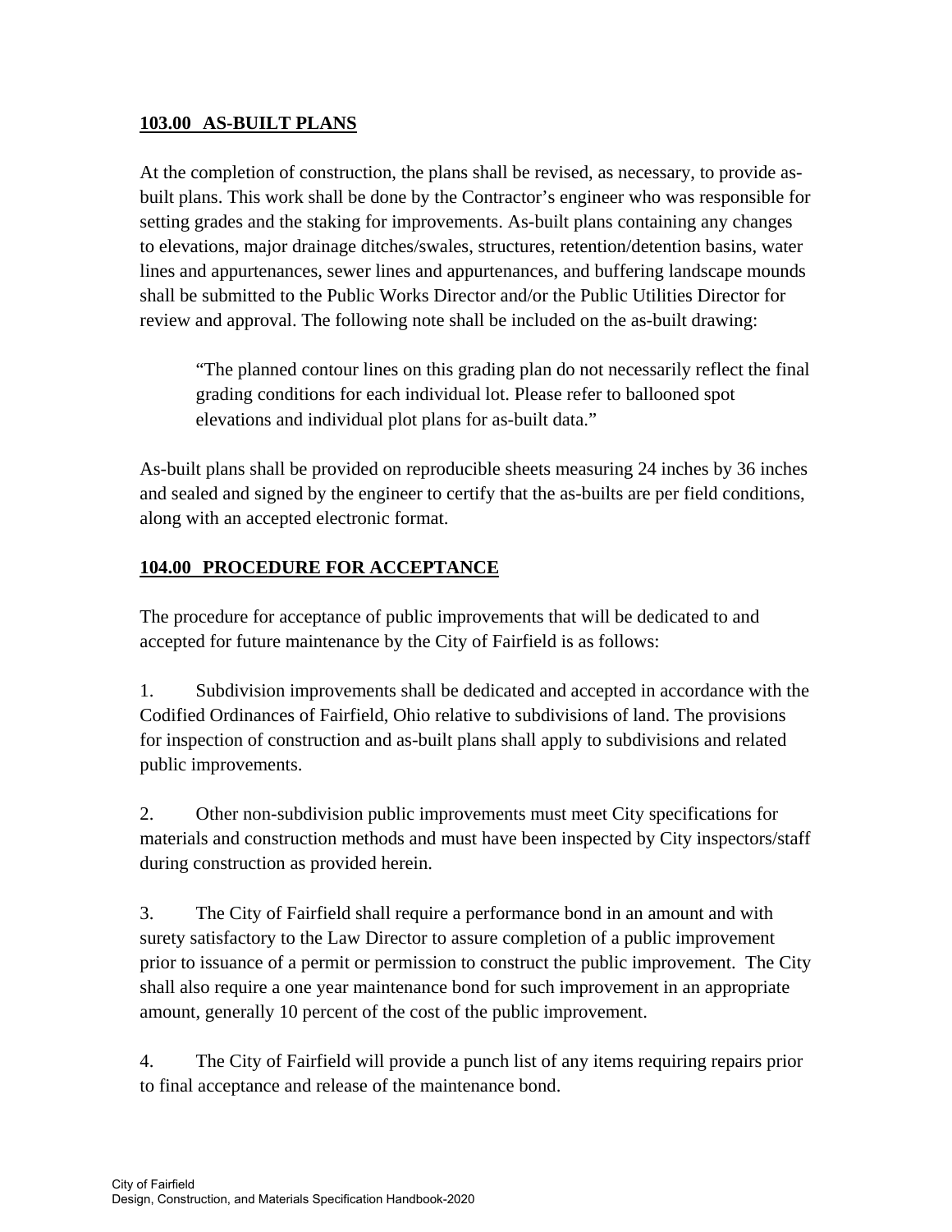## 103.00 AS-BUILT PLANS

At the completion of construction, the plans shall be revised, as necessary, to provide as-built plans. This work shall be done by the Contractor's engineer who was responsible for setting grades and the staking for improvements. As-built plans containing any changes to elevations, major drainage ditches/swales, structures, retention/detention basins, water lines and appurtenances, sewer lines and appurtenances, and buffering landscape mounds shall be submitted to the Public Works Director and/or the Public Utilities Director for review and approval. The following note shall be included on the as-built drawing:

> "The planned contour lines on this grading plan do not necessarily reflect the final grading conditions for each individual lot. Please refer to ballooned spot elevations and individual plot plans for as-built data."

As-built plans shall be provided on reproducible sheets measuring 24 inches by 36 inches and sealed and signed by the engineer to certify that the as-builts are per field conditions, along with an accepted electronic format.

## 104.00 PROCEDURE FOR ACCEPTANCE

The procedure for acceptance of public improvements that will be dedicated to and accepted for future maintenance by the City of Fairfield is as follows:

1. Subdivision improvements shall be dedicated and accepted in accordance with the Codified Ordinances of Fairfield, Ohio relative to subdivisions of land. The provisions for inspection of construction and as-built plans shall apply to subdivisions and related public improvements.

2. Other non-subdivision public improvements must meet City specifications for materials and construction methods and must have been inspected by City inspectors/staff during construction as provided herein.

3. The City of Fairfield shall require a performance bond in an amount and with surety satisfactory to the Law Director to assure completion of a public improvement prior to issuance of a permit or permission to construct the public improvement. The City shall also require a one year maintenance bond for such improvement in an appropriate amount, generally 10 percent of the cost of the public improvement.

4. The City of Fairfield will provide a punch list of any items requiring repairs prior to final acceptance and release of the maintenance bond.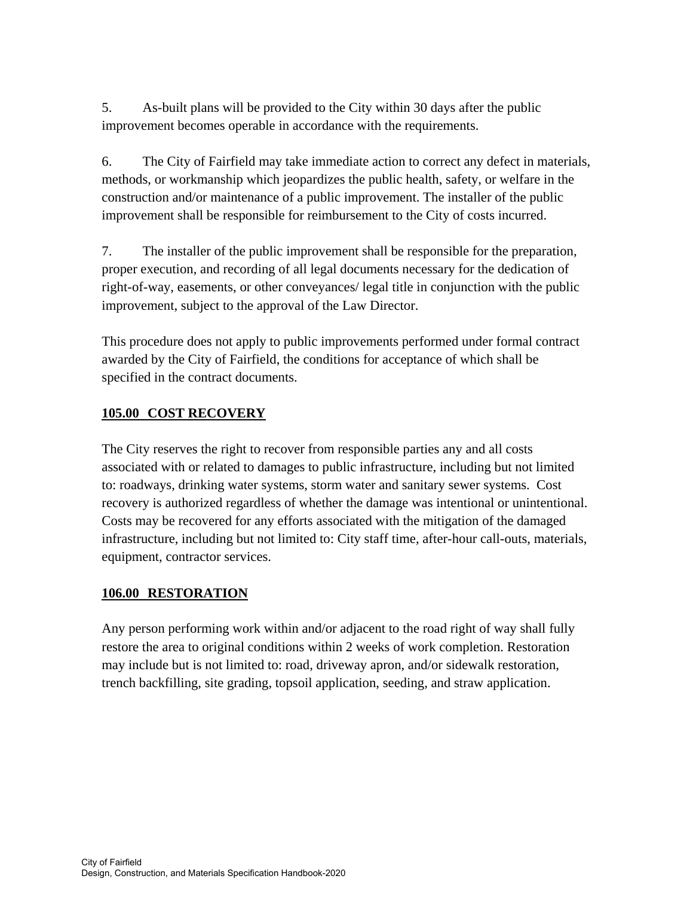5. As-built plans will be provided to the City within 30 days after the public improvement becomes operable in accordance with the requirements.

6. The City of Fairfield may take immediate action to correct any defect in materials, methods, or workmanship which jeopardizes the public health, safety, or welfare in the construction and/or maintenance of a public improvement. The installer of the public improvement shall be responsible for reimbursement to the City of costs incurred.

7. The installer of the public improvement shall be responsible for the preparation, proper execution, and recording of all legal documents necessary for the dedication of right-of-way, easements, or other conveyances/ legal title in conjunction with the public improvement, subject to the approval of the Law Director.

This procedure does not apply to public improvements performed under formal contract awarded by the City of Fairfield, the conditions for acceptance of which shall be specified in the contract documents.

## 105.00 COST RECOVERY

The City reserves the right to recover from responsible parties any and all costs associated with or related to damages to public infrastructure, including but not limited to: roadways, drinking water systems, storm water and sanitary sewer systems. Cost recovery is authorized regardless of whether the damage was intentional or unintentional. Costs may be recovered for any efforts associated with the mitigation of the damaged infrastructure, including but not limited to: City staff time, after-hour call-outs, materials, equipment, contractor services.

## 106.00 RESTORATION

Any person performing work within and/or adjacent to the road right of way shall fully restore the area to original conditions within 2 weeks of work completion. Restoration may include but is not limited to: road, driveway apron, and/or sidewalk restoration, trench backfilling, site grading, topsoil application, seeding, and straw application.